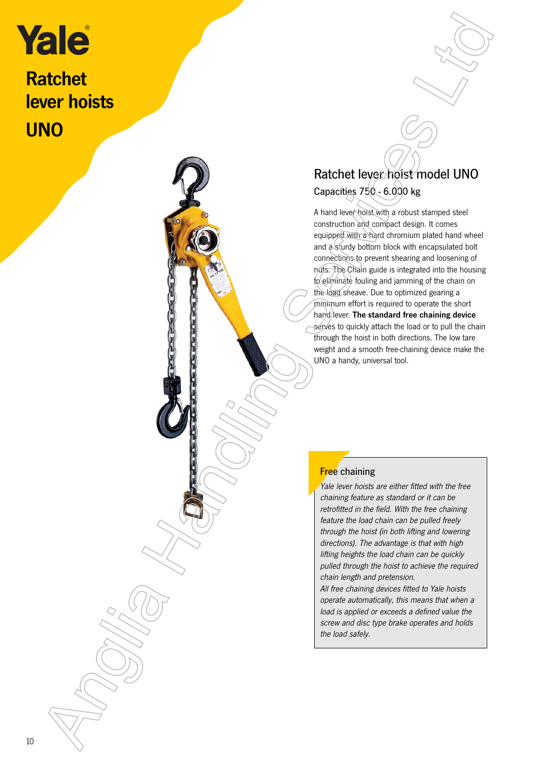# Yale

# Ratchet lever hoists UNO

## Ratchet lever hoist model UNO

Capacities 750 - 6.000 kg

A hand lever hoist with a robust stamped steel construction and compact design. It comes equipped with a hard chromium plated hand wheel and a sturdy bottom block with encapsulated bolt connections to prevent shearing and loosening of nuts. The Chain guide is integrated into the housing to eliminate fouling and jamming of the chain on the load sheave. Due to optimized gearing a minimum effort is required to operate the short hand lever. **The standard free chaining device** serves to quickly attach the load or to pull the chain through the hoist in both directions. The low tare weight and a smooth free-chaining device make the UNO a handy, universal tool.

### Free chaining

*Yale lever hoists are either fitted with the free chaining feature as standard or it can be retrofitted in the field. With the free chaining feature the load chain can be pulled freely through the hoist (in both lifting and lowering directions). The advantage is that with high lifting heights the load chain can be quickly pulled through the hoist to achieve the required chain length and pretension.*

*All free chaining devices fitted to Yale hoists operate automatically, this means that when a load is applied or exceeds a defined value the screw and disc type brake operates and holds the load safely.*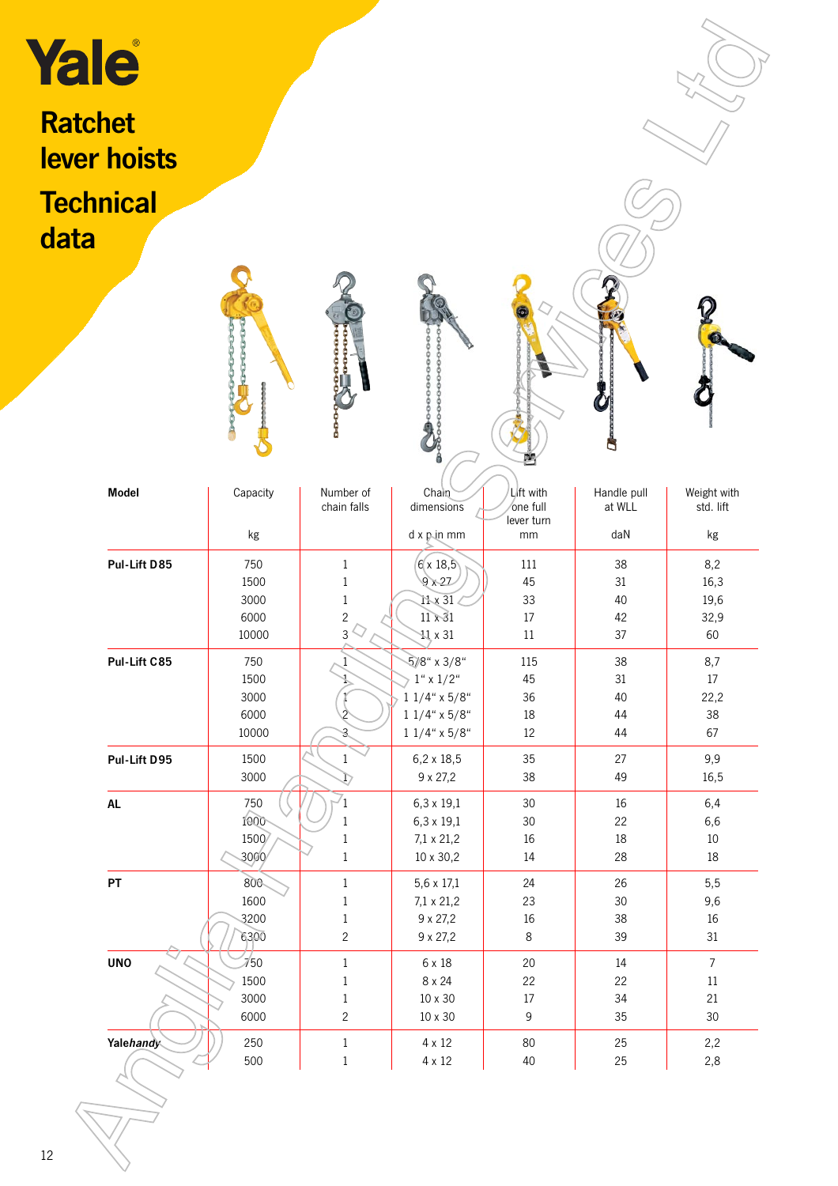Yale®

# Ratchet lever hoists

# Technical data

| Model | Capacity<br>kg | Number of chain falls | Chain dimensions<br>d x p in mm | Lift with one full lever turn<br>mm | Handle pull at WLL<br>daN | Weight with std. lift<br>kg |
|---|---|---|---|---|---|---|
| **Pul-Lift D85** | 750 | 1 | 6 x 18,5 | 111 | 38 | 8,2 |
| | 1500 | 1 | 9 x 27 | 45 | 31 | 16,3 |
| | 3000 | 1 | 11 x 31 | 33 | 40 | 19,6 |
| | 6000 | 2 | 11 x 31 | 17 | 42 | 32,9 |
| | 10000 | 3 | 11 x 31 | 11 | 37 | 60 |
| **Pul-Lift C85** | 750 | 1 | 5/8" x 3/8" | 115 | 38 | 8,7 |
| | 1500 | 1 | 1" x 1/2" | 45 | 31 | 17 |
| | 3000 | 1 | 1 1/4" x 5/8" | 36 | 40 | 22,2 |
| | 6000 | 2 | 1 1/4" x 5/8" | 18 | 44 | 38 |
| | 10000 | 3 | 1 1/4" x 5/8" | 12 | 44 | 67 |
| **Pul-Lift D95** | 1500 | 1 | 6,2 x 18,5 | 35 | 27 | 9,9 |
| | 3000 | 1 | 9 x 27,2 | 38 | 49 | 16,5 |
| **AL** | 750 | 1 | 6,3 x 19,1 | 30 | 16 | 6,4 |
| | 1000 | 1 | 6,3 x 19,1 | 30 | 22 | 6,6 |
| | 1500 | 1 | 7,1 x 21,2 | 16 | 18 | 10 |
| | 3000 | 1 | 10 x 30,2 | 14 | 28 | 18 |
| **PT** | 800 | 1 | 5,6 x 17,1 | 24 | 26 | 5,5 |
| | 1600 | 1 | 7,1 x 21,2 | 23 | 30 | 9,6 |
| | 3200 | 1 | 9 x 27,2 | 16 | 38 | 16 |
| | 6300 | 2 | 9 x 27,2 | 8 | 39 | 31 |
| **UNO** | 750 | 1 | 6 x 18 | 20 | 14 | 7 |
| | 1500 | 1 | 8 x 24 | 22 | 22 | 11 |
| | 3000 | 1 | 10 x 30 | 17 | 34 | 21 |
| | 6000 | 2 | 10 x 30 | 9 | 35 | 30 |
| **Yale*handy*** | 250 | 1 | 4 x 12 | 80 | 25 | 2,2 |
| | 500 | 1 | 4 x 12 | 40 | 25 | 2,8 |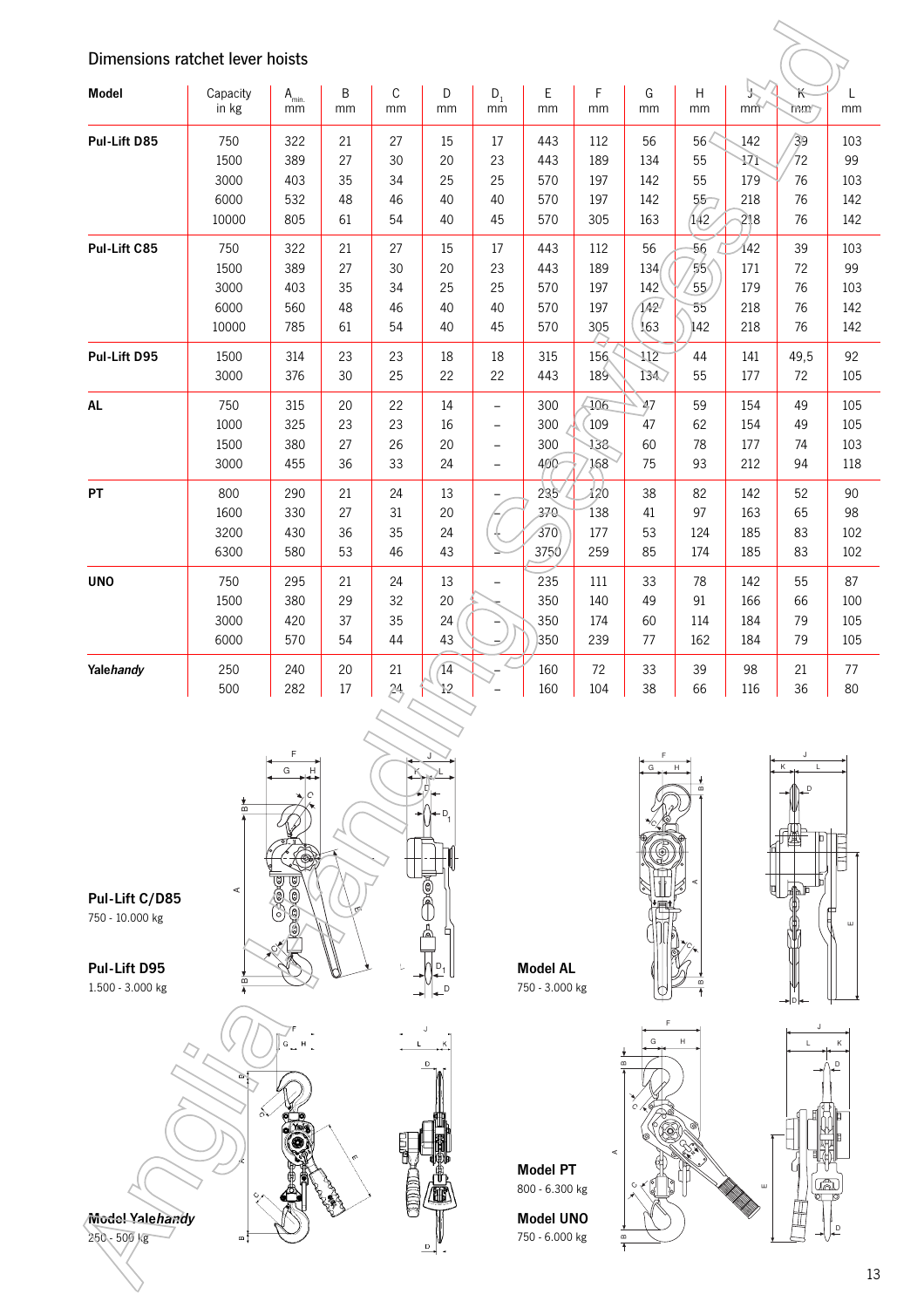## Dimensions ratchet lever hoists

| Model | Capacity in kg | $A_{min.}$ mm | B mm | C mm | D mm | $D_1$ mm | E mm | F mm | G mm | H mm | J mm | K mm | L mm |
|---|---|---|---|---|---|---|---|---|---|---|---|---|---|
| **Pul-Lift D85** | 750 | 322 | 21 | 27 | 15 | 17 | 443 | 112 | 56 | 56 | 142 | 39 | 103 |
| | 1500 | 389 | 27 | 30 | 20 | 23 | 443 | 189 | 134 | 55 | 171 | 72 | 99 |
| | 3000 | 403 | 35 | 34 | 25 | 25 | 570 | 197 | 142 | 55 | 179 | 76 | 103 |
| | 6000 | 532 | 48 | 46 | 40 | 40 | 570 | 197 | 142 | 55 | 218 | 76 | 142 |
| | 10000 | 805 | 61 | 54 | 40 | 45 | 570 | 305 | 163 | 142 | 218 | 76 | 142 |
| **Pul-Lift C85** | 750 | 322 | 21 | 27 | 15 | 17 | 443 | 112 | 56 | 56 | 142 | 39 | 103 |
| | 1500 | 389 | 27 | 30 | 20 | 23 | 443 | 189 | 134 | 55 | 171 | 72 | 99 |
| | 3000 | 403 | 35 | 34 | 25 | 25 | 570 | 197 | 142 | 55 | 179 | 76 | 103 |
| | 6000 | 560 | 48 | 46 | 40 | 40 | 570 | 197 | 142 | 55 | 218 | 76 | 142 |
| | 10000 | 785 | 61 | 54 | 40 | 45 | 570 | 305 | 163 | 142 | 218 | 76 | 142 |
| **Pul-Lift D95** | 1500 | 314 | 23 | 23 | 18 | 18 | 315 | 156 | 112 | 44 | 141 | 49,5 | 92 |
| | 3000 | 376 | 30 | 25 | 22 | 22 | 443 | 189 | 134 | 55 | 177 | 72 | 105 |
| **AL** | 750 | 315 | 20 | 22 | 14 | – | 300 | 106 | 47 | 59 | 154 | 49 | 105 |
| | 1000 | 325 | 23 | 23 | 16 | – | 300 | 109 | 47 | 62 | 154 | 49 | 105 |
| | 1500 | 380 | 27 | 26 | 20 | – | 300 | 138 | 60 | 78 | 177 | 74 | 103 |
| | 3000 | 455 | 36 | 33 | 24 | – | 400 | 168 | 75 | 93 | 212 | 94 | 118 |
| **PT** | 800 | 290 | 21 | 24 | 13 | – | 235 | 120 | 38 | 82 | 142 | 52 | 90 |
| | 1600 | 330 | 27 | 31 | 20 | – | 370 | 138 | 41 | 97 | 163 | 65 | 98 |
| | 3200 | 430 | 36 | 35 | 24 | – | 370 | 177 | 53 | 124 | 185 | 83 | 102 |
| | 6300 | 580 | 53 | 46 | 43 | – | 3750 | 259 | 85 | 174 | 185 | 83 | 102 |
| **UNO** | 750 | 295 | 21 | 24 | 13 | – | 235 | 111 | 33 | 78 | 142 | 55 | 87 |
| | 1500 | 380 | 29 | 32 | 20 | – | 350 | 140 | 49 | 91 | 166 | 66 | 100 |
| | 3000 | 420 | 37 | 35 | 24 | – | 350 | 174 | 60 | 114 | 184 | 79 | 105 |
| | 6000 | 570 | 54 | 44 | 43 | – | 350 | 239 | 77 | 162 | 184 | 79 | 105 |
| **Yale*handy*** | 250 | 240 | 20 | 21 | 14 | – | 160 | 72 | 33 | 39 | 98 | 21 | 77 |
| | 500 | 282 | 17 | 24 | 12 | – | 160 | 104 | 38 | 66 | 116 | 36 | 80 |

**Pul-Lift C/D85**
750 - 10.000 kg

**Pul-Lift D95**
1.500 - 3.000 kg

**Model AL**
750 - 3.000 kg

**Model Yale*handy***
250 - 500 kg

**Model PT**
800 - 6.300 kg

**Model UNO**
750 - 6.000 kg